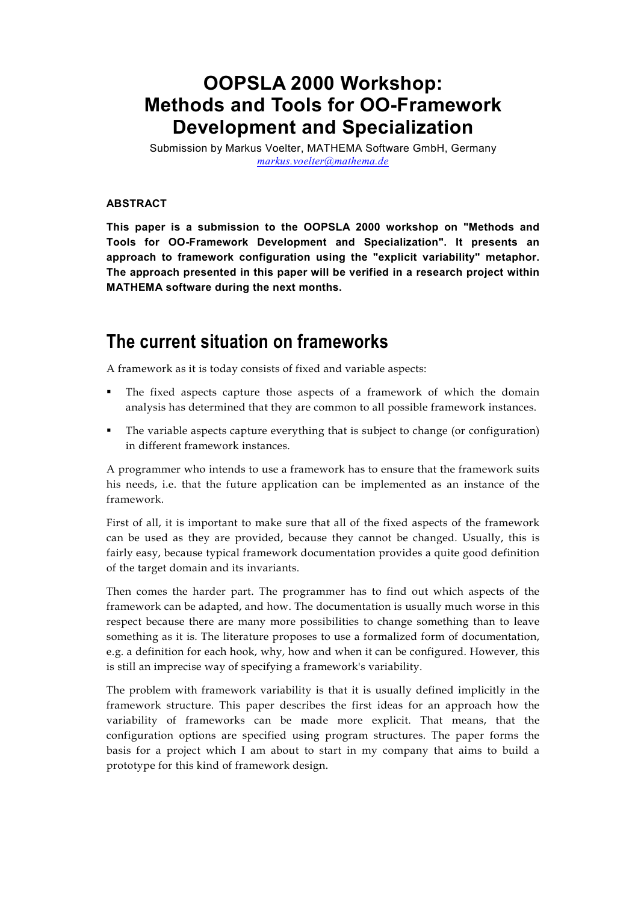# OOPSLA 2000 Workshop: Methods and Tools for OO-Framework Development and Specialization

Submission by Markus Voelter, MATHEMA Software GmbH, Germany
*markus.voelter@mathema.de*

### ABSTRACT

**This paper is a submission to the OOPSLA 2000 workshop on "Methods and Tools for OO-Framework Development and Specialization". It presents an approach to framework configuration using the "explicit variability" metaphor. The approach presented in this paper will be verified in a research project within MATHEMA software during the next months.**

## The current situation on frameworks

A framework as it is today consists of fixed and variable aspects:

- The fixed aspects capture those aspects of a framework of which the domain analysis has determined that they are common to all possible framework instances.
- The variable aspects capture everything that is subject to change (or configuration) in different framework instances.

A programmer who intends to use a framework has to ensure that the framework suits his needs, i.e. that the future application can be implemented as an instance of the framework.

First of all, it is important to make sure that all of the fixed aspects of the framework can be used as they are provided, because they cannot be changed. Usually, this is fairly easy, because typical framework documentation provides a quite good definition of the target domain and its invariants.

Then comes the harder part. The programmer has to find out which aspects of the framework can be adapted, and how. The documentation is usually much worse in this respect because there are many more possibilities to change something than to leave something as it is. The literature proposes to use a formalized form of documentation, e.g. a definition for each hook, why, how and when it can be configured. However, this is still an imprecise way of specifying a framework's variability.

The problem with framework variability is that it is usually defined implicitly in the framework structure. This paper describes the first ideas for an approach how the variability of frameworks can be made more explicit. That means, that the configuration options are specified using program structures. The paper forms the basis for a project which I am about to start in my company that aims to build a prototype for this kind of framework design.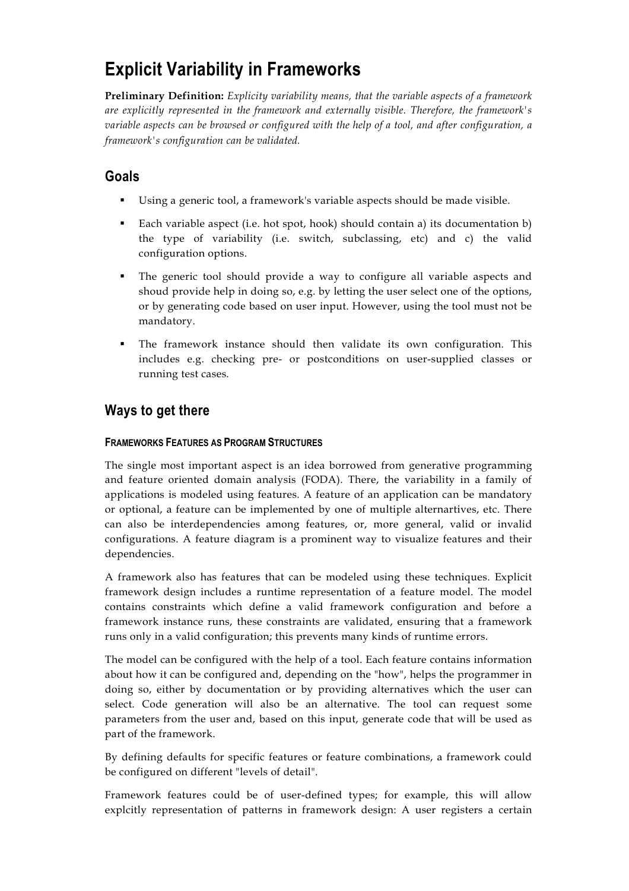# Explicit Variability in Frameworks

**Preliminary Definition:** *Explicity variability means, that the variable aspects of a framework are explicitly represented in the framework and externally visible. Therefore, the framework's variable aspects can be browsed or configured with the help of a tool, and after configuration, a framework's configuration can be validated.*

## Goals

- Using a generic tool, a framework's variable aspects should be made visible.
- Each variable aspect (i.e. hot spot, hook) should contain a) its documentation b) the type of variability (i.e. switch, subclassing, etc) and c) the valid configuration options.
- The generic tool should provide a way to configure all variable aspects and shoud provide help in doing so, e.g. by letting the user select one of the options, or by generating code based on user input. However, using the tool must not be mandatory.
- The framework instance should then validate its own configuration. This includes e.g. checking pre- or postconditions on user-supplied classes or running test cases.

## Ways to get there

### Frameworks Features as Program Structures

The single most important aspect is an idea borrowed from generative programming and feature oriented domain analysis (FODA). There, the variability in a family of applications is modeled using features. A feature of an application can be mandatory or optional, a feature can be implemented by one of multiple alternartives, etc. There can also be interdependencies among features, or, more general, valid or invalid configurations. A feature diagram is a prominent way to visualize features and their dependencies.

A framework also has features that can be modeled using these techniques. Explicit framework design includes a runtime representation of a feature model. The model contains constraints which define a valid framework configuration and before a framework instance runs, these constraints are validated, ensuring that a framework runs only in a valid configuration; this prevents many kinds of runtime errors.

The model can be configured with the help of a tool. Each feature contains information about how it can be configured and, depending on the "how", helps the programmer in doing so, either by documentation or by providing alternatives which the user can select. Code generation will also be an alternative. The tool can request some parameters from the user and, based on this input, generate code that will be used as part of the framework.

By defining defaults for specific features or feature combinations, a framework could be configured on different "levels of detail".

Framework features could be of user-defined types; for example, this will allow explcitly representation of patterns in framework design: A user registers a certain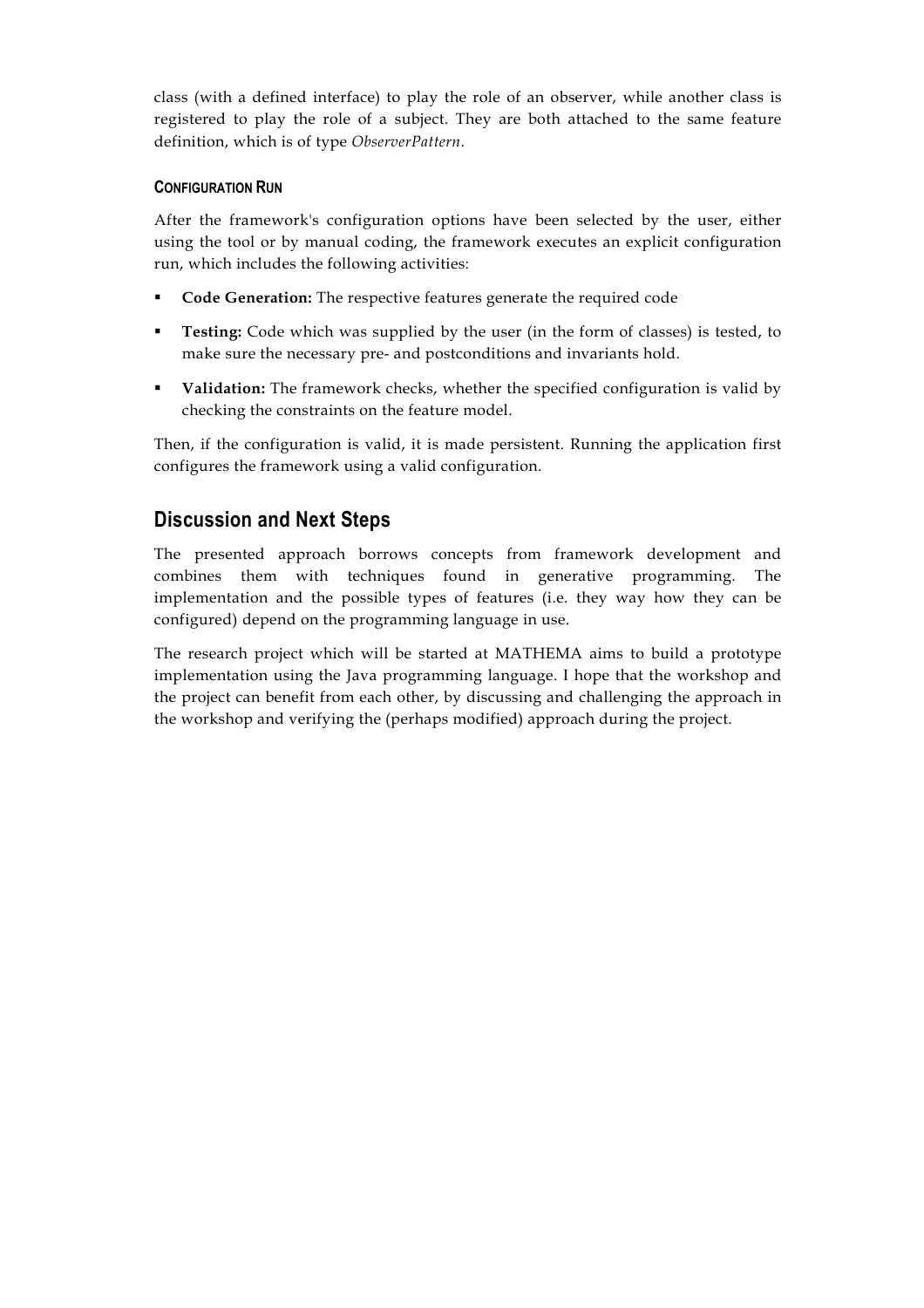class (with a defined interface) to play the role of an observer, while another class is registered to play the role of a subject. They are both attached to the same feature definition, which is of type *ObserverPattern*.

#### CONFIGURATION RUN

After the framework's configuration options have been selected by the user, either using the tool or by manual coding, the framework executes an explicit configuration run, which includes the following activities:

- **Code Generation:** The respective features generate the required code
- **Testing:** Code which was supplied by the user (in the form of classes) is tested, to make sure the necessary pre- and postconditions and invariants hold.
- **Validation:** The framework checks, whether the specified configuration is valid by checking the constraints on the feature model.

Then, if the configuration is valid, it is made persistent. Running the application first configures the framework using a valid configuration.

## Discussion and Next Steps

The presented approach borrows concepts from framework development and combines them with techniques found in generative programming. The implementation and the possible types of features (i.e. they way how they can be configured) depend on the programming language in use.

The research project which will be started at MATHEMA aims to build a prototype implementation using the Java programming language. I hope that the workshop and the project can benefit from each other, by discussing and challenging the approach in the workshop and verifying the (perhaps modified) approach during the project.